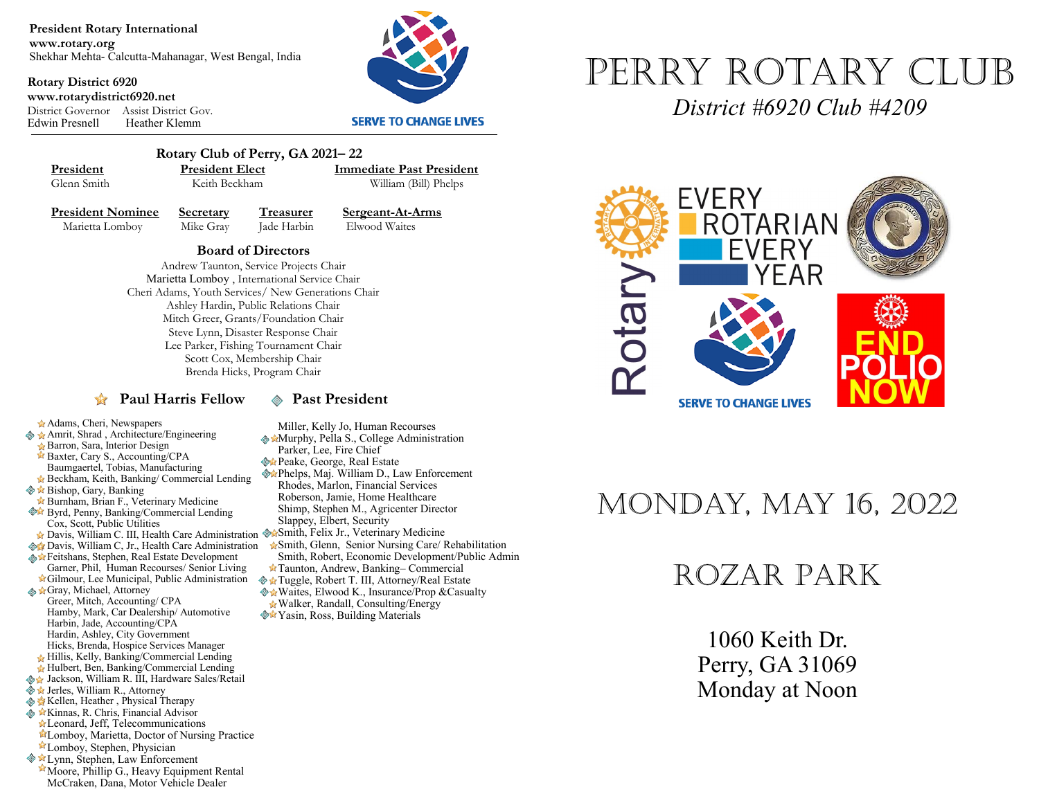**President Rotary International**
**www.rotary.org**
Shekhar Mehta- Calcutta-Mahanagar, West Bengal, India

**Rotary District 6920**
**www.rotarydistrict6920.net**
District Governor Edwin Presnell
Assist District Gov. Heather Klemm

SERVE TO CHANGE LIVES

## Rotary Club of Perry, GA 2021– 22

**President**
Glenn Smith

**President Elect**
Keith Beckham

**Immediate Past President**
William (Bill) Phelps

**President Nominee**
Marietta Lomboy

**Secretary**
Mike Gray

**Treasurer**
Jade Harbin

**Sergeant-At-Arms**
Elwood Waites

### Board of Directors

Andrew Taunton, Service Projects Chair
Marietta Lomboy , International Service Chair
Cheri Adams, Youth Services/ New Generations Chair
Ashley Hardin, Public Relations Chair
Mitch Greer, Grants/Foundation Chair
Steve Lynn, Disaster Response Chair
Lee Parker, Fishing Tournament Chair
Scott Cox, Membership Chair
Brenda Hicks, Program Chair

☆ **Paul Harris Fellow** ◈ **Past President**

- ☆ Adams, Cheri, Newspapers
- ◈ ☆ Amrit, Shrad , Architecture/Engineering
- ☆ Barron, Sara, Interior Design
- ☆ Baxter, Cary S., Accounting/CPA
- Baumgaertel, Tobias, Manufacturing
- ☆ Beckham, Keith, Banking/ Commercial Lending
- ◈ ☆ Bishop, Gary, Banking
- ☆ Burnham, Brian F., Veterinary Medicine
- ◈☆ Byrd, Penny, Banking/Commercial Lending
- Cox, Scott, Public Utilities
- ☆ Davis, William C. III, Health Care Administration
- ◈☆ Davis, William C, Jr., Health Care Administration
- ◈☆ Feitshans, Stephen, Real Estate Development
- Garner, Phil, Human Recourses/ Senior Living
- ☆ Gilmour, Lee Municipal, Public Administration
- ◈ ☆ Gray, Michael, Attorney
- Greer, Mitch, Accounting/ CPA
- Hamby, Mark, Car Dealership/ Automotive
- Harbin, Jade, Accounting/CPA
- Hardin, Ashley, City Government
- Hicks, Brenda, Hospice Services Manager
- ☆ Hillis, Kelly, Banking/Commercial Lending
- ☆ Hulbert, Ben, Banking/Commercial Lending
- ◈ ☆ Jackson, William R. III, Hardware Sales/Retail
- ◈ ☆ Jerles, William R., Attorney
- ◈ ☆ Kellen, Heather , Physical Therapy
- ◈ ☆ Kinnas, R. Chris, Financial Advisor
- ☆ Leonard, Jeff, Telecommunications
- ☆ Lomboy, Marietta, Doctor of Nursing Practice
- ☆ Lomboy, Stephen, Physician
- ◈ ☆ Lynn, Stephen, Law Enforcement
- ☆ Moore, Phillip G., Heavy Equipment Rental
- McCraken, Dana, Motor Vehicle Dealer
- Miller, Kelly Jo, Human Recourses
- ◈☆ Murphy, Pella S., College Administration
- Parker, Lee, Fire Chief
- ◈☆ Peake, George, Real Estate
- ◈☆ Phelps, Maj. William D., Law Enforcement
- Rhodes, Marlon, Financial Services
- Roberson, Jamie, Home Healthcare
- Shimp, Stephen M., Agricenter Director
- Slappey, Elbert, Security
- ◈☆ Smith, Felix Jr., Veterinary Medicine
- ☆ Smith, Glenn, Senior Nursing Care/ Rehabilitation
- Smith, Robert, Economic Development/Public Admin
- ☆ Taunton, Andrew, Banking– Commercial
- ◈ ☆ Tuggle, Robert T. III, Attorney/Real Estate
- ◈☆ Waites, Elwood K., Insurance/Prop &Casualty
- ☆ Walker, Randall, Consulting/Energy
- ◈☆ Yasin, Ross, Building Materials

# PERRY ROTARY CLUB

*District #6920 Club #4209*

Rotary EVERY ROTARIAN EVERY YEAR

SERVE TO CHANGE LIVES

END POLIO NOW

## MONDAY, MAY 16, 2022

## ROZAR PARK

1060 Keith Dr.
Perry, GA 31069
Monday at Noon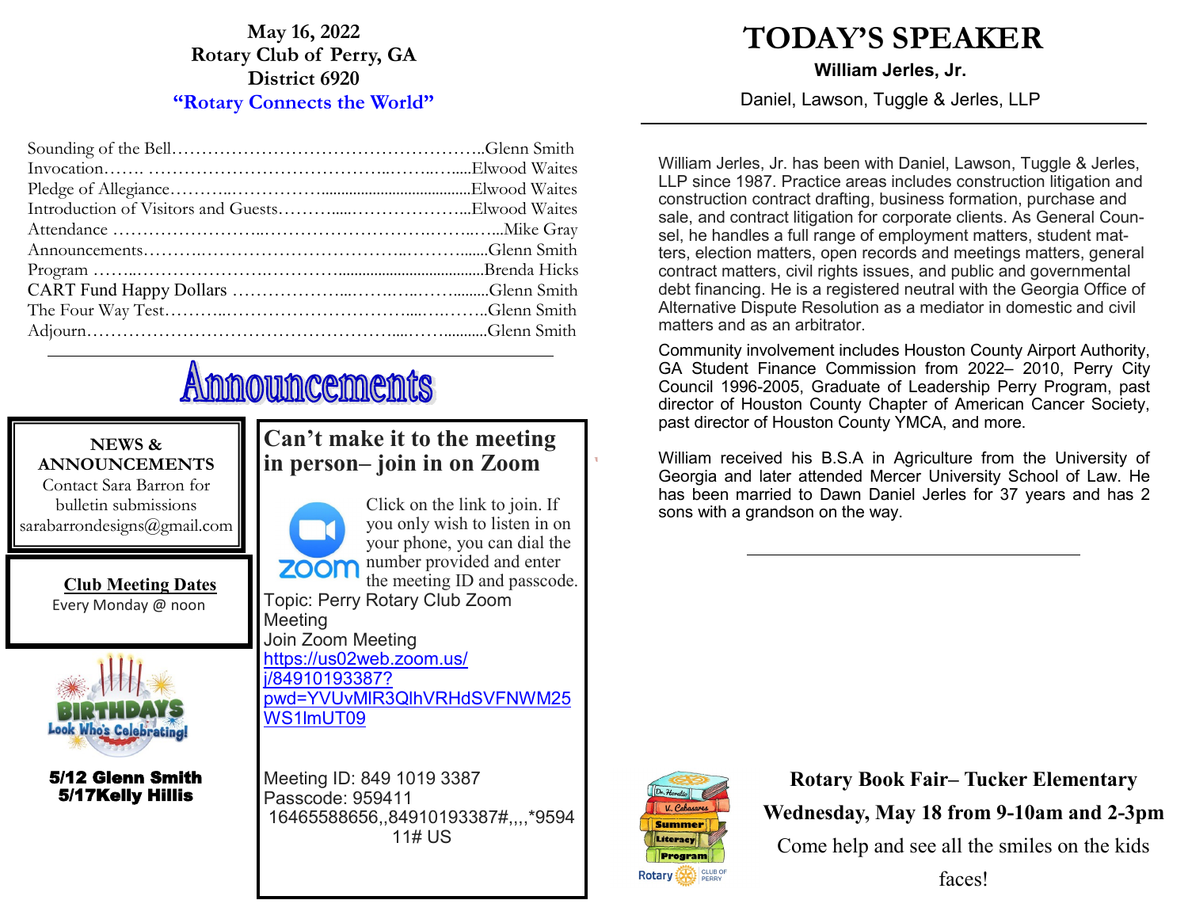**May 16, 2022**
**Rotary Club of Perry, GA**
**District 6920**
**"Rotary Connects the World"**

Sounding of the Bell……………………………………………..Glenn Smith
Invocation……. ………………………………...……..…......Elwood Waites
Pledge of Allegiance………..……………......................................Elwood Waites
Introduction of Visitors and Guests………......…………………..Elwood Waites
Attendance ……………………...…………………….…….…...…...Mike Gray
Announcements………..……………………………...……….......Glenn Smith
Program ……..…………………..……………....................................Brenda Hicks
CART Fund Happy Dollars ………………....……..…...……..........Glenn Smith
The Four Way Test………...…………………………....…..……..Glenn Smith
Adjourn……………………………………………….....……...........Glenn Smith

# Announcements

**NEWS & ANNOUNCEMENTS**
Contact Sara Barron for bulletin submissions
sarabarrondesigns@gmail.com

**Club Meeting Dates**
Every Monday @ noon

BIRTHDAYS Look Who's Celebrating!

**5/12 Glenn Smith**
**5/17Kelly Hillis**

## Can't make it to the meeting in person– join in on Zoom

Click on the link to join. If you only wish to listen in on your phone, you can dial the number provided and enter the meeting ID and passcode.

Topic: Perry Rotary Club Zoom Meeting
Join Zoom Meeting
https://us02web.zoom.us/j/84910193387?pwd=YVUvMlR3QlhVRHdSVFNWM25WS1lmUT09

Meeting ID: 849 1019 3387
Passcode: 959411
16465588656,,84910193387#,,,,*959411# US

# TODAY'S SPEAKER

**William Jerles, Jr.**

Daniel, Lawson, Tuggle & Jerles, LLP

William Jerles, Jr. has been with Daniel, Lawson, Tuggle & Jerles, LLP since 1987. Practice areas includes construction litigation and construction contract drafting, business formation, purchase and sale, and contract litigation for corporate clients. As General Counsel, he handles a full range of employment matters, student matters, election matters, open records and meetings matters, general contract matters, civil rights issues, and public and governmental debt financing. He is a registered neutral with the Georgia Office of Alternative Dispute Resolution as a mediator in domestic and civil matters and as an arbitrator.

Community involvement includes Houston County Airport Authority, GA Student Finance Commission from 2022– 2010, Perry City Council 1996-2005, Graduate of Leadership Perry Program, past director of Houston County Chapter of American Cancer Society, past director of Houston County YMCA, and more.

William received his B.S.A in Agriculture from the University of Georgia and later attended Mercer University School of Law. He has been married to Dawn Daniel Jerles for 37 years and has 2 sons with a grandson on the way.

**Rotary Book Fair– Tucker Elementary**
**Wednesday, May 18 from 9-10am and 2-3pm**
Come help and see all the smiles on the kids faces!